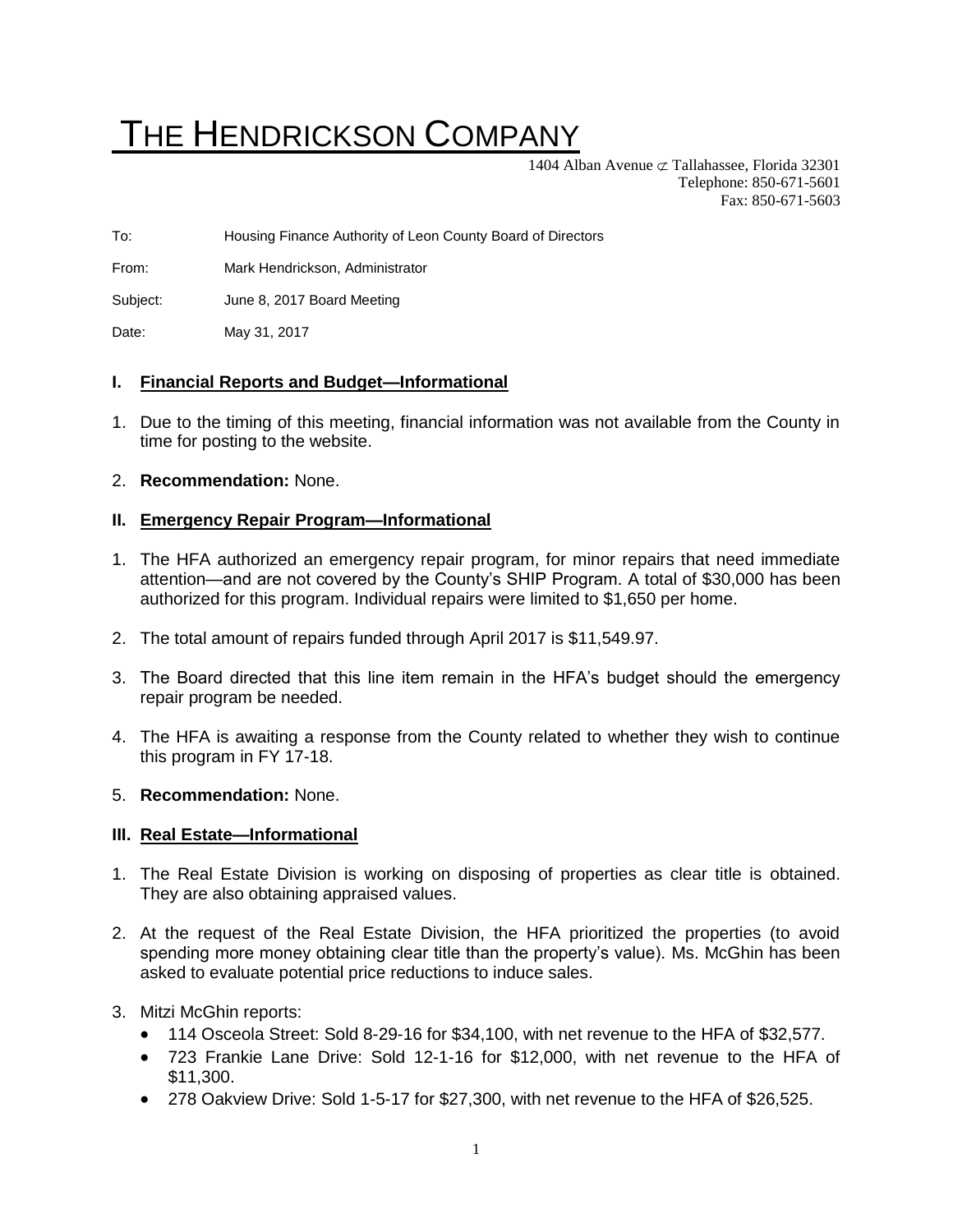# THE HENDRICKSON COMPANY

1404 Alban Avenue ⊄ Tallahassee, Florida 32301
Telephone: 850-671-5601
Fax: 850-671-5603

To: Housing Finance Authority of Leon County Board of Directors

From: Mark Hendrickson, Administrator

Subject: June 8, 2017 Board Meeting

Date: May 31, 2017

## I. Financial Reports and Budget—Informational

1. Due to the timing of this meeting, financial information was not available from the County in time for posting to the website.
2. **Recommendation:** None.

## II. Emergency Repair Program—Informational

1. The HFA authorized an emergency repair program, for minor repairs that need immediate attention—and are not covered by the County's SHIP Program. A total of $30,000 has been authorized for this program. Individual repairs were limited to $1,650 per home.
2. The total amount of repairs funded through April 2017 is $11,549.97.
3. The Board directed that this line item remain in the HFA's budget should the emergency repair program be needed.
4. The HFA is awaiting a response from the County related to whether they wish to continue this program in FY 17-18.
5. **Recommendation:** None.

## III. Real Estate—Informational

1. The Real Estate Division is working on disposing of properties as clear title is obtained. They are also obtaining appraised values.
2. At the request of the Real Estate Division, the HFA prioritized the properties (to avoid spending more money obtaining clear title than the property's value). Ms. McGhin has been asked to evaluate potential price reductions to induce sales.
3. Mitzi McGhin reports:
   - 114 Osceola Street: Sold 8-29-16 for $34,100, with net revenue to the HFA of $32,577.
   - 723 Frankie Lane Drive: Sold 12-1-16 for $12,000, with net revenue to the HFA of $11,300.
   - 278 Oakview Drive: Sold 1-5-17 for $27,300, with net revenue to the HFA of $26,525.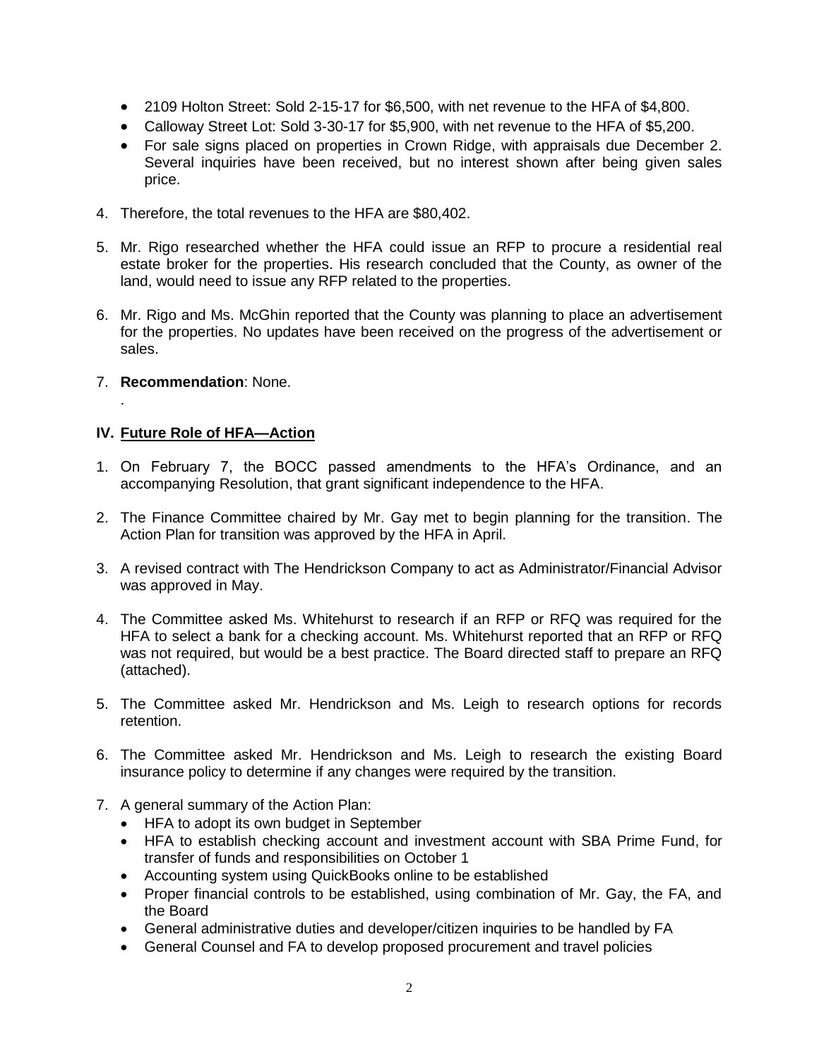- 2109 Holton Street: Sold 2-15-17 for $6,500, with net revenue to the HFA of $4,800.
- Calloway Street Lot: Sold 3-30-17 for $5,900, with net revenue to the HFA of $5,200.
- For sale signs placed on properties in Crown Ridge, with appraisals due December 2. Several inquiries have been received, but no interest shown after being given sales price.

4. Therefore, the total revenues to the HFA are $80,402.

5. Mr. Rigo researched whether the HFA could issue an RFP to procure a residential real estate broker for the properties. His research concluded that the County, as owner of the land, would need to issue any RFP related to the properties.

6. Mr. Rigo and Ms. McGhin reported that the County was planning to place an advertisement for the properties. No updates have been received on the progress of the advertisement or sales.

7. **Recommendation**: None.

.

## IV. Future Role of HFA—Action

1. On February 7, the BOCC passed amendments to the HFA's Ordinance, and an accompanying Resolution, that grant significant independence to the HFA.

2. The Finance Committee chaired by Mr. Gay met to begin planning for the transition. The Action Plan for transition was approved by the HFA in April.

3. A revised contract with The Hendrickson Company to act as Administrator/Financial Advisor was approved in May.

4. The Committee asked Ms. Whitehurst to research if an RFP or RFQ was required for the HFA to select a bank for a checking account. Ms. Whitehurst reported that an RFP or RFQ was not required, but would be a best practice. The Board directed staff to prepare an RFQ (attached).

5. The Committee asked Mr. Hendrickson and Ms. Leigh to research options for records retention.

6. The Committee asked Mr. Hendrickson and Ms. Leigh to research the existing Board insurance policy to determine if any changes were required by the transition.

7. A general summary of the Action Plan:
   - HFA to adopt its own budget in September
   - HFA to establish checking account and investment account with SBA Prime Fund, for transfer of funds and responsibilities on October 1
   - Accounting system using QuickBooks online to be established
   - Proper financial controls to be established, using combination of Mr. Gay, the FA, and the Board
   - General administrative duties and developer/citizen inquiries to be handled by FA
   - General Counsel and FA to develop proposed procurement and travel policies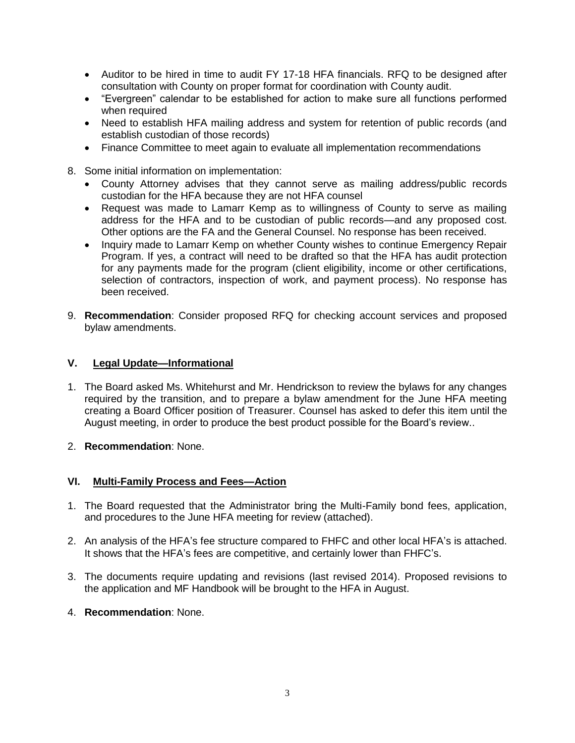- Auditor to be hired in time to audit FY 17-18 HFA financials. RFQ to be designed after consultation with County on proper format for coordination with County audit.
- "Evergreen" calendar to be established for action to make sure all functions performed when required
- Need to establish HFA mailing address and system for retention of public records (and establish custodian of those records)
- Finance Committee to meet again to evaluate all implementation recommendations

8. Some initial information on implementation:
   - County Attorney advises that they cannot serve as mailing address/public records custodian for the HFA because they are not HFA counsel
   - Request was made to Lamarr Kemp as to willingness of County to serve as mailing address for the HFA and to be custodian of public records—and any proposed cost. Other options are the FA and the General Counsel. No response has been received.
   - Inquiry made to Lamarr Kemp on whether County wishes to continue Emergency Repair Program. If yes, a contract will need to be drafted so that the HFA has audit protection for any payments made for the program (client eligibility, income or other certifications, selection of contractors, inspection of work, and payment process). No response has been received.

9. **Recommendation**: Consider proposed RFQ for checking account services and proposed bylaw amendments.

## V. Legal Update—Informational

1. The Board asked Ms. Whitehurst and Mr. Hendrickson to review the bylaws for any changes required by the transition, and to prepare a bylaw amendment for the June HFA meeting creating a Board Officer position of Treasurer. Counsel has asked to defer this item until the August meeting, in order to produce the best product possible for the Board's review..

2. **Recommendation**: None.

## VI. Multi-Family Process and Fees—Action

1. The Board requested that the Administrator bring the Multi-Family bond fees, application, and procedures to the June HFA meeting for review (attached).

2. An analysis of the HFA's fee structure compared to FHFC and other local HFA's is attached. It shows that the HFA's fees are competitive, and certainly lower than FHFC's.

3. The documents require updating and revisions (last revised 2014). Proposed revisions to the application and MF Handbook will be brought to the HFA in August.

4. **Recommendation**: None.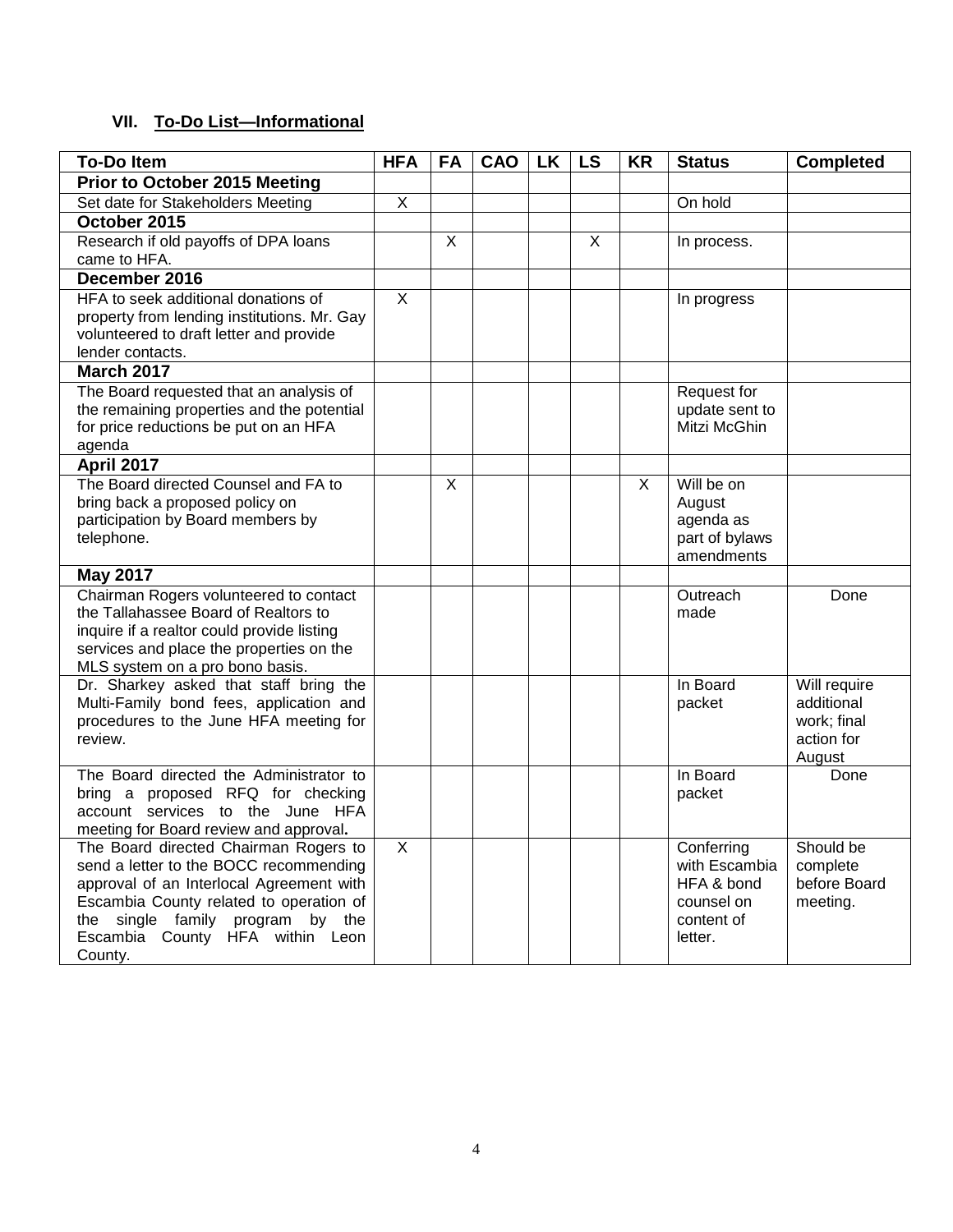## VII. To-Do List—Informational

| To-Do Item | HFA | FA | CAO | LK | LS | KR | Status | Completed |
|---|---|---|---|---|---|---|---|---|
| **Prior to October 2015 Meeting** | | | | | | | | |
| Set date for Stakeholders Meeting | X | | | | | | On hold | |
| **October 2015** | | | | | | | | |
| Research if old payoffs of DPA loans came to HFA. | | X | | | X | | In process. | |
| **December 2016** | | | | | | | | |
| HFA to seek additional donations of property from lending institutions. Mr. Gay volunteered to draft letter and provide lender contacts. | X | | | | | | In progress | |
| **March 2017** | | | | | | | | |
| The Board requested that an analysis of the remaining properties and the potential for price reductions be put on an HFA agenda | | | | | | | Request for update sent to Mitzi McGhin | |
| **April 2017** | | | | | | | | |
| The Board directed Counsel and FA to bring back a proposed policy on participation by Board members by telephone. | | X | | | | X | Will be on August agenda as part of bylaws amendments | |
| **May 2017** | | | | | | | | |
| Chairman Rogers volunteered to contact the Tallahassee Board of Realtors to inquire if a realtor could provide listing services and place the properties on the MLS system on a pro bono basis. | | | | | | | Outreach made | Done |
| Dr. Sharkey asked that staff bring the Multi-Family bond fees, application and procedures to the June HFA meeting for review. | | | | | | | In Board packet | Will require additional work; final action for August |
| The Board directed the Administrator to bring a proposed RFQ for checking account services to the June HFA meeting for Board review and approval**.** | | | | | | | In Board packet | Done |
| The Board directed Chairman Rogers to send a letter to the BOCC recommending approval of an Interlocal Agreement with Escambia County related to operation of the single family program by the Escambia County HFA within Leon County. | X | | | | | | Conferring with Escambia HFA & bond counsel on content of letter. | Should be complete before Board meeting. |